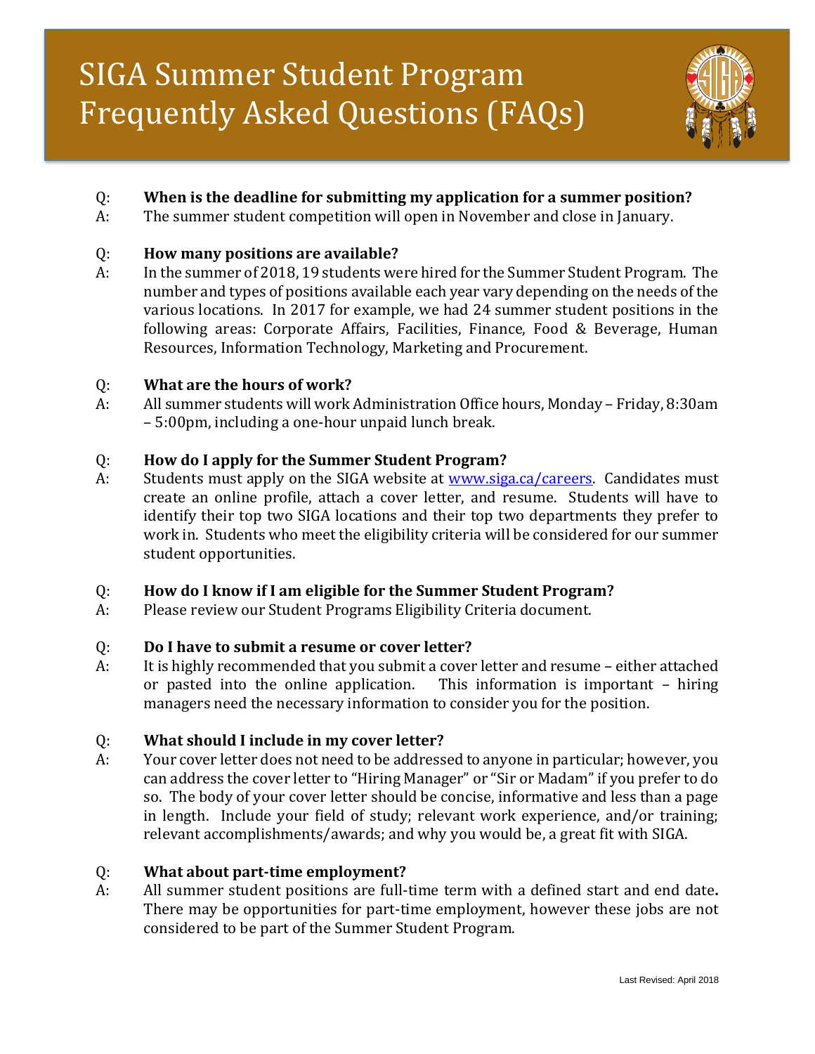# SIGA Summer Student Program Frequently Asked Questions (FAQs)

Q: **When is the deadline for submitting my application for a summer position?**
A: The summer student competition will open in November and close in January.

Q: **How many positions are available?**
A: In the summer of 2018, 19 students were hired for the Summer Student Program. The number and types of positions available each year vary depending on the needs of the various locations. In 2017 for example, we had 24 summer student positions in the following areas: Corporate Affairs, Facilities, Finance, Food & Beverage, Human Resources, Information Technology, Marketing and Procurement.

Q: **What are the hours of work?**
A: All summer students will work Administration Office hours, Monday – Friday, 8:30am – 5:00pm, including a one-hour unpaid lunch break.

Q: **How do I apply for the Summer Student Program?**
A: Students must apply on the SIGA website at [www.siga.ca/careers](www.siga.ca/careers). Candidates must create an online profile, attach a cover letter, and resume. Students will have to identify their top two SIGA locations and their top two departments they prefer to work in. Students who meet the eligibility criteria will be considered for our summer student opportunities.

Q: **How do I know if I am eligible for the Summer Student Program?**
A: Please review our Student Programs Eligibility Criteria document.

Q: **Do I have to submit a resume or cover letter?**
A: It is highly recommended that you submit a cover letter and resume – either attached or pasted into the online application. This information is important – hiring managers need the necessary information to consider you for the position.

Q: **What should I include in my cover letter?**
A: Your cover letter does not need to be addressed to anyone in particular; however, you can address the cover letter to "Hiring Manager" or "Sir or Madam" if you prefer to do so. The body of your cover letter should be concise, informative and less than a page in length. Include your field of study; relevant work experience, and/or training; relevant accomplishments/awards; and why you would be, a great fit with SIGA.

Q: **What about part-time employment?**
A: All summer student positions are full-time term with a defined start and end date**.** There may be opportunities for part-time employment, however these jobs are not considered to be part of the Summer Student Program.

Last Revised: April 2018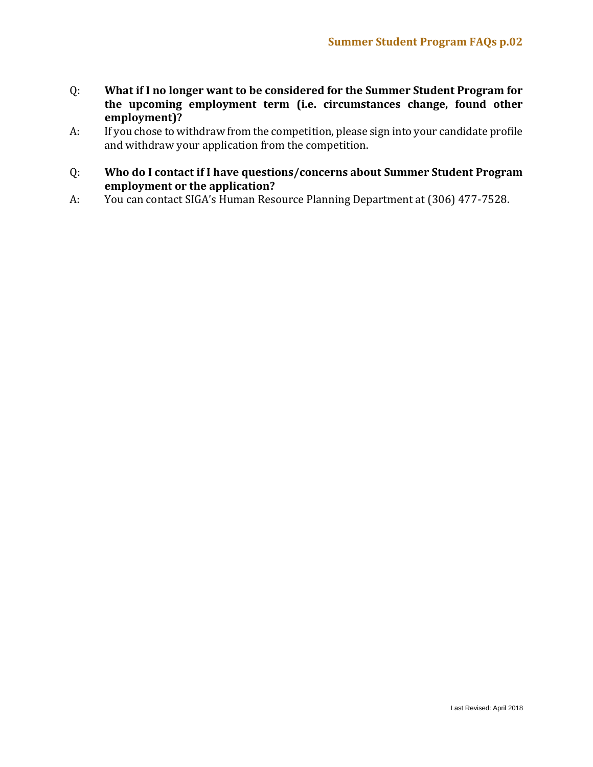Q: **What if I no longer want to be considered for the Summer Student Program for the upcoming employment term (i.e. circumstances change, found other employment)?**

A: If you chose to withdraw from the competition, please sign into your candidate profile and withdraw your application from the competition.

Q: **Who do I contact if I have questions/concerns about Summer Student Program employment or the application?**

A: You can contact SIGA's Human Resource Planning Department at (306) 477-7528.

Last Revised: April 2018